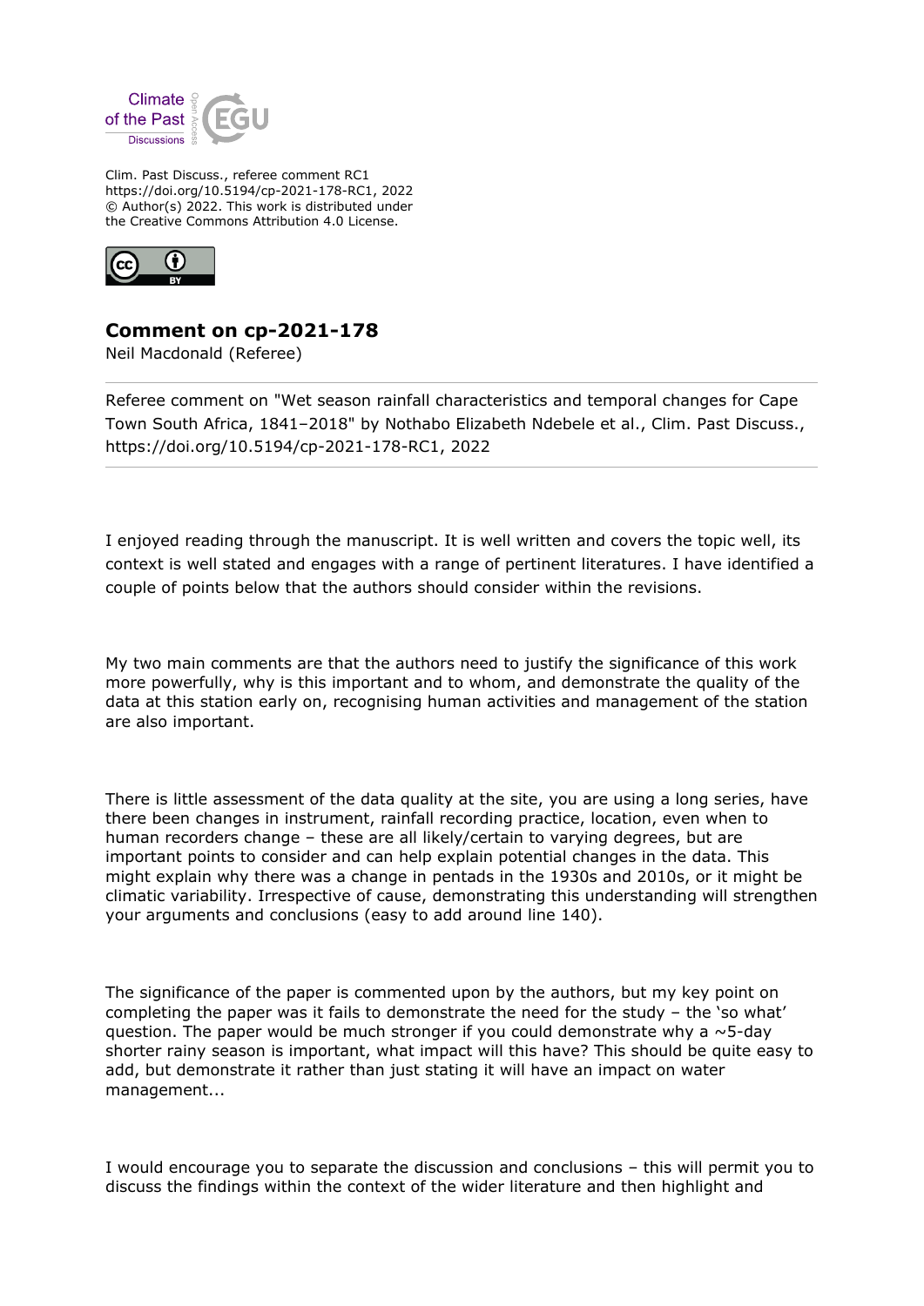Clim. Past Discuss., referee comment RC1
https://doi.org/10.5194/cp-2021-178-RC1, 2022
© Author(s) 2022. This work is distributed under
the Creative Commons Attribution 4.0 License.

## Comment on cp-2021-178

Neil Macdonald (Referee)

Referee comment on "Wet season rainfall characteristics and temporal changes for Cape Town South Africa, 1841–2018" by Nothabo Elizabeth Ndebele et al., Clim. Past Discuss., https://doi.org/10.5194/cp-2021-178-RC1, 2022

I enjoyed reading through the manuscript. It is well written and covers the topic well, its context is well stated and engages with a range of pertinent literatures. I have identified a couple of points below that the authors should consider within the revisions.

My two main comments are that the authors need to justify the significance of this work more powerfully, why is this important and to whom, and demonstrate the quality of the data at this station early on, recognising human activities and management of the station are also important.

There is little assessment of the data quality at the site, you are using a long series, have there been changes in instrument, rainfall recording practice, location, even when to human recorders change – these are all likely/certain to varying degrees, but are important points to consider and can help explain potential changes in the data. This might explain why there was a change in pentads in the 1930s and 2010s, or it might be climatic variability. Irrespective of cause, demonstrating this understanding will strengthen your arguments and conclusions (easy to add around line 140).

The significance of the paper is commented upon by the authors, but my key point on completing the paper was it fails to demonstrate the need for the study – the 'so what' question. The paper would be much stronger if you could demonstrate why a ~5-day shorter rainy season is important, what impact will this have? This should be quite easy to add, but demonstrate it rather than just stating it will have an impact on water management...

I would encourage you to separate the discussion and conclusions – this will permit you to discuss the findings within the context of the wider literature and then highlight and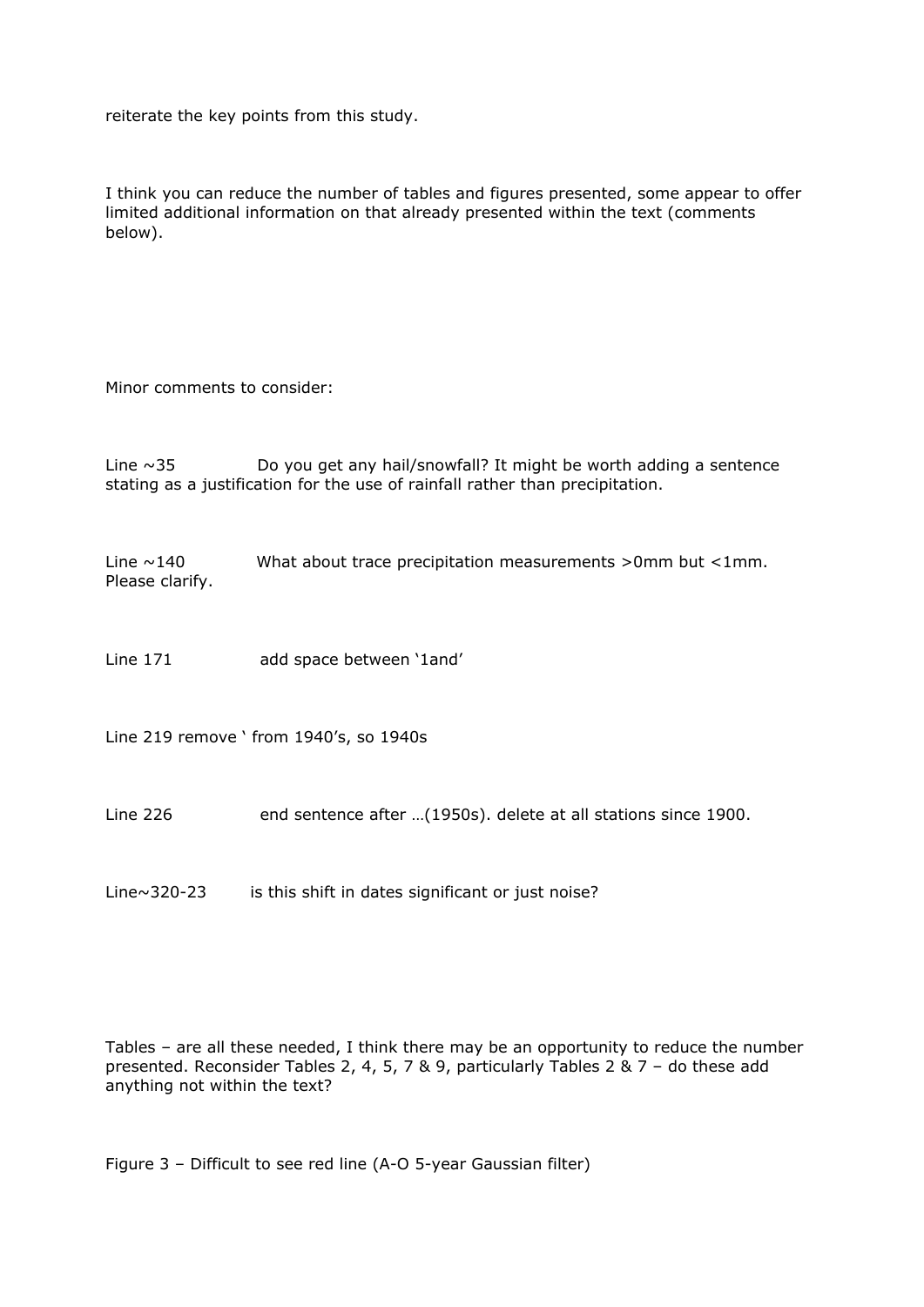reiterate the key points from this study.

I think you can reduce the number of tables and figures presented, some appear to offer limited additional information on that already presented within the text (comments below).

Minor comments to consider:

Line ~35 Do you get any hail/snowfall? It might be worth adding a sentence stating as a justification for the use of rainfall rather than precipitation.

Line ~140 What about trace precipitation measurements >0mm but <1mm. Please clarify.

Line 171 add space between '1and'

Line 219 remove ' from 1940's, so 1940s

Line 226 end sentence after …(1950s). delete at all stations since 1900.

Line~320-23 is this shift in dates significant or just noise?

Tables – are all these needed, I think there may be an opportunity to reduce the number presented. Reconsider Tables 2, 4, 5, 7 & 9, particularly Tables 2 & 7 – do these add anything not within the text?

Figure 3 – Difficult to see red line (A-O 5-year Gaussian filter)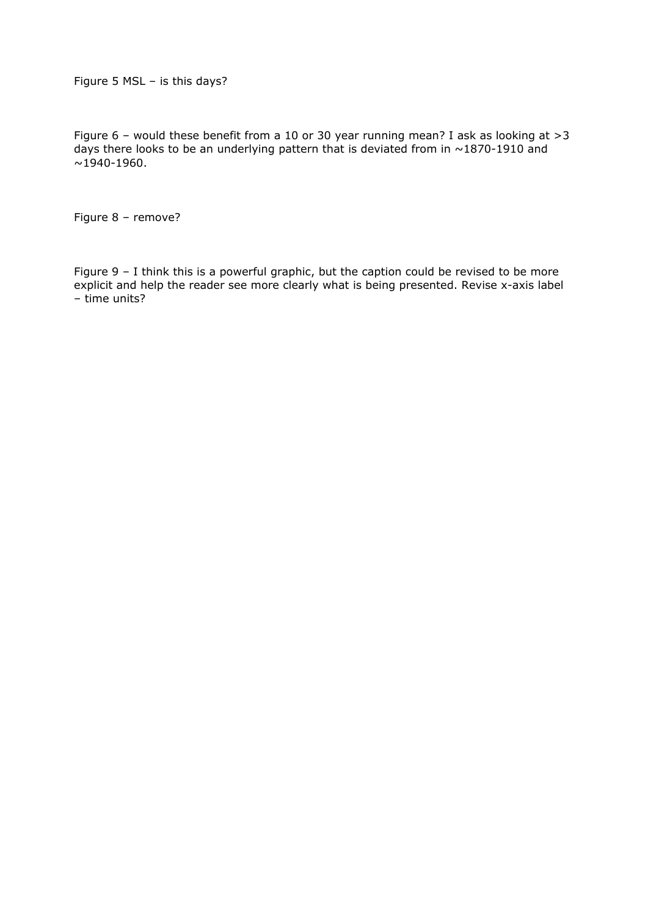Figure 5 MSL – is this days?

Figure 6 – would these benefit from a 10 or 30 year running mean? I ask as looking at >3 days there looks to be an underlying pattern that is deviated from in ~1870-1910 and ~1940-1960.

Figure 8 – remove?

Figure 9 – I think this is a powerful graphic, but the caption could be revised to be more explicit and help the reader see more clearly what is being presented. Revise x-axis label – time units?